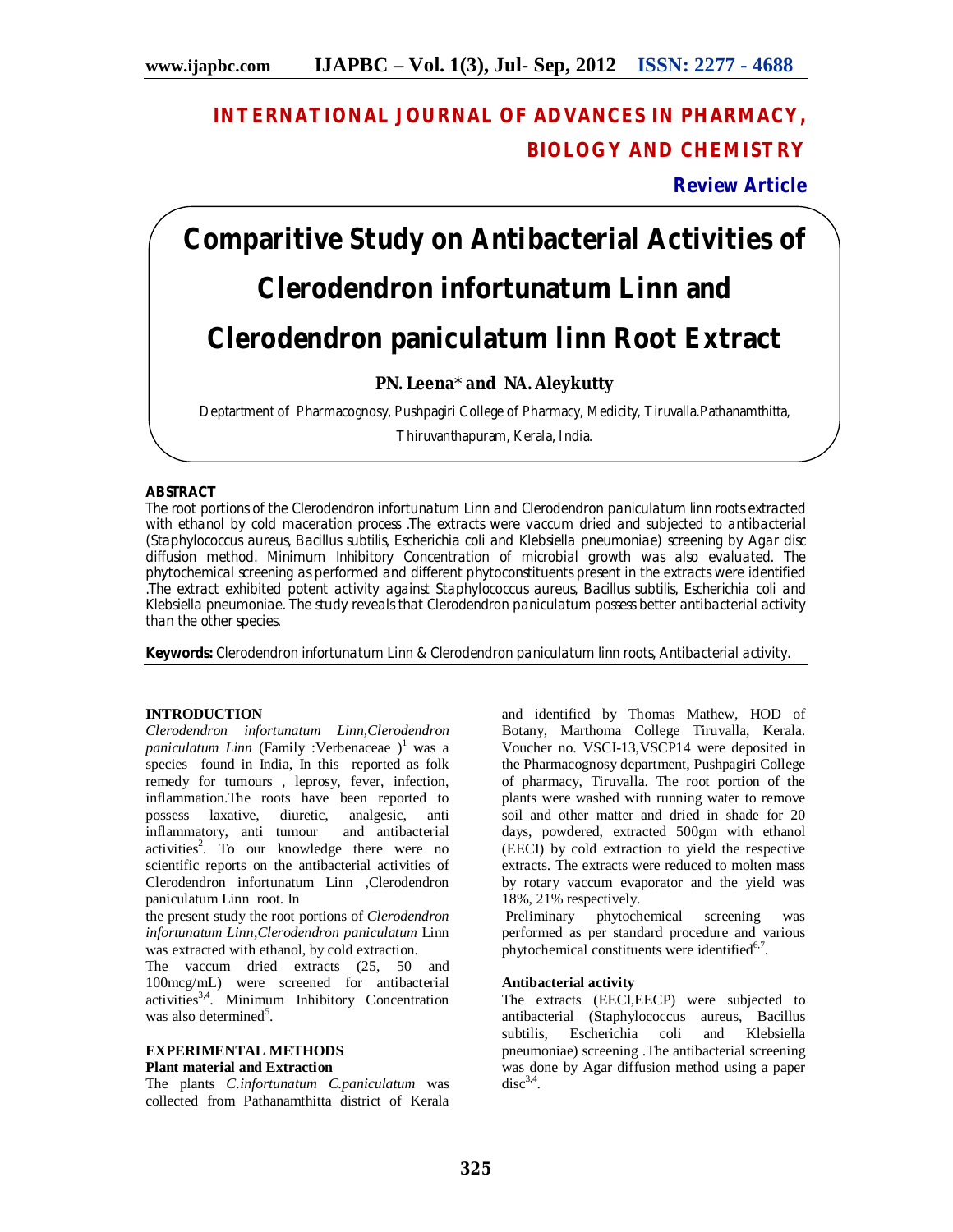# INTERNATIONAL JOURNAL OF ADVANCES IN PHARMACY, BIOLOGY AND CHEMISTRY

**Review Article**

# Comparitive Study on Antibacterial Activities of Clerodendron infortunatum Linn and Clerodendron paniculatum linn Root Extract

**PN. Leena* and NA. Aleykutty**

Deptartment of Pharmacognosy, Pushpagiri College of Pharmacy, Medicity, Tiruvalla.Pathanamthitta, Thiruvanthapuram, Kerala, India.

## ABSTRACT

The root portions of the Clerodendron infortunatum Linn and Clerodendron paniculatum linn roots extracted with ethanol by cold maceration process .The extracts were vaccum dried and subjected to antibacterial (Staphylococcus aureus, Bacillus subtilis, Escherichia coli and Klebsiella pneumoniae) screening by Agar disc diffusion method. Minimum Inhibitory Concentration of microbial growth was also evaluated. The phytochemical screening as performed and different phytoconstituents present in the extracts were identified .The extract exhibited potent activity against Staphylococcus aureus, Bacillus subtilis, Escherichia coli and Klebsiella pneumoniae. The study reveals that Clerodendron paniculatum possess better antibacterial activity than the other species.

**Keywords:** Clerodendron infortunatum Linn & Clerodendron paniculatum linn roots, Antibacterial activity.

## INTRODUCTION

*Clerodendron infortunatum Linn,Clerodendron paniculatum Linn* (Family :Verbenaceae )[1] was a species found in India, In this reported as folk remedy for tumours , leprosy, fever, infection, inflammation.The roots have been reported to possess laxative, diuretic, analgesic, anti inflammatory, anti tumour and antibacterial activities[2]. To our knowledge there were no scientific reports on the antibacterial activities of Clerodendron infortunatum Linn ,Clerodendron paniculatum Linn root. In the present study the root portions of *Clerodendron infortunatum Linn*,*Clerodendron paniculatum* Linn was extracted with ethanol, by cold extraction.

The vaccum dried extracts (25, 50 and 100mcg/mL) were screened for antibacterial activities[3,4]. Minimum Inhibitory Concentration was also determined[5].

## EXPERIMENTAL METHODS

### Plant material and Extraction

The plants *C.infortunatum C.paniculatum* was collected from Pathanamthitta district of Kerala and identified by Thomas Mathew, HOD of Botany, Marthoma College Tiruvalla, Kerala. Voucher no. VSCI-13,VSCP14 were deposited in the Pharmacognosy department, Pushpagiri College of pharmacy, Tiruvalla. The root portion of the plants were washed with running water to remove soil and other matter and dried in shade for 20 days, powdered, extracted 500gm with ethanol (EECI) by cold extraction to yield the respective extracts. The extracts were reduced to molten mass by rotary vaccum evaporator and the yield was 18%, 21% respectively.

Preliminary phytochemical screening was performed as per standard procedure and various phytochemical constituents were identified[6,7].

### Antibacterial activity

The extracts (EECI,EECP) were subjected to antibacterial (Staphylococcus aureus, Bacillus subtilis, Escherichia coli and Klebsiella pneumoniae) screening .The antibacterial screening was done by Agar diffusion method using a paper disc[3,4].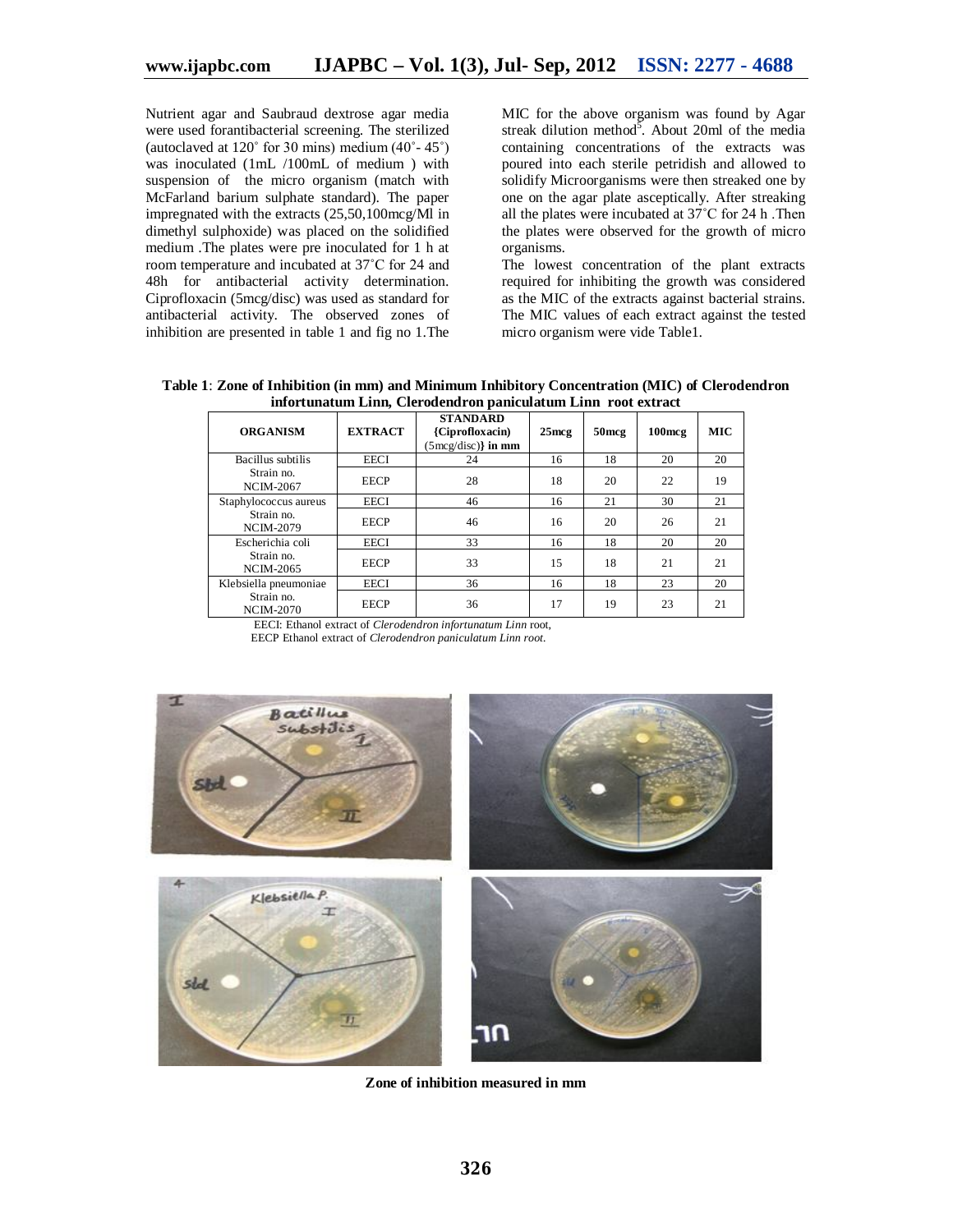Nutrient agar and Saubraud dextrose agar media were used forantibacterial screening. The sterilized (autoclaved at 120˚ for 30 mins) medium (40˚- 45˚) was inoculated (1mL /100mL of medium ) with suspension of the micro organism (match with McFarland barium sulphate standard). The paper impregnated with the extracts (25,50,100mcg/Ml in dimethyl sulphoxide) was placed on the solidified medium .The plates were pre inoculated for 1 h at room temperature and incubated at 37˚C for 24 and 48h for antibacterial activity determination. Ciprofloxacin (5mcg/disc) was used as standard for antibacterial activity. The observed zones of inhibition are presented in table 1 and fig no 1.The MIC for the above organism was found by Agar streak dilution method[5]. About 20ml of the media containing concentrations of the extracts was poured into each sterile petridish and allowed to solidify Microorganisms were then streaked one by one on the agar plate asceptically. After streaking all the plates were incubated at 37˚C for 24 h .Then the plates were observed for the growth of micro organisms.

The lowest concentration of the plant extracts required for inhibiting the growth was considered as the MIC of the extracts against bacterial strains. The MIC values of each extract against the tested micro organism were vide Table1.

**Table 1**: **Zone of Inhibition (in mm) and Minimum Inhibitory Concentration (MIC) of Clerodendron infortunatum Linn, Clerodendron paniculatum Linn root extract**

| ORGANISM | EXTRACT | STANDARD {Ciprofloxacin} (5mcg/disc)} in mm | 25mcg | 50mcg | 100mcg | MIC |
|---|---|---|---|---|---|---|
| Bacillus subtilis Strain no. NCIM-2067 | EECI | 24 | 16 | 18 | 20 | 20 |
| | EECP | 28 | 18 | 20 | 22 | 19 |
| Staphylococcus aureus Strain no. NCIM-2079 | EECI | 46 | 16 | 21 | 30 | 21 |
| | EECP | 46 | 16 | 20 | 26 | 21 |
| Escherichia coli Strain no. NCIM-2065 | EECI | 33 | 16 | 18 | 20 | 20 |
| | EECP | 33 | 15 | 18 | 21 | 21 |
| Klebsiella pneumoniae Strain no. NCIM-2070 | EECI | 36 | 16 | 18 | 23 | 20 |
| | EECP | 36 | 17 | 19 | 23 | 21 |

EECI: Ethanol extract of *Clerodendron infortunatum Linn* root,
EECP Ethanol extract of *Clerodendron paniculatum Linn root*.

**Zone of inhibition measured in mm**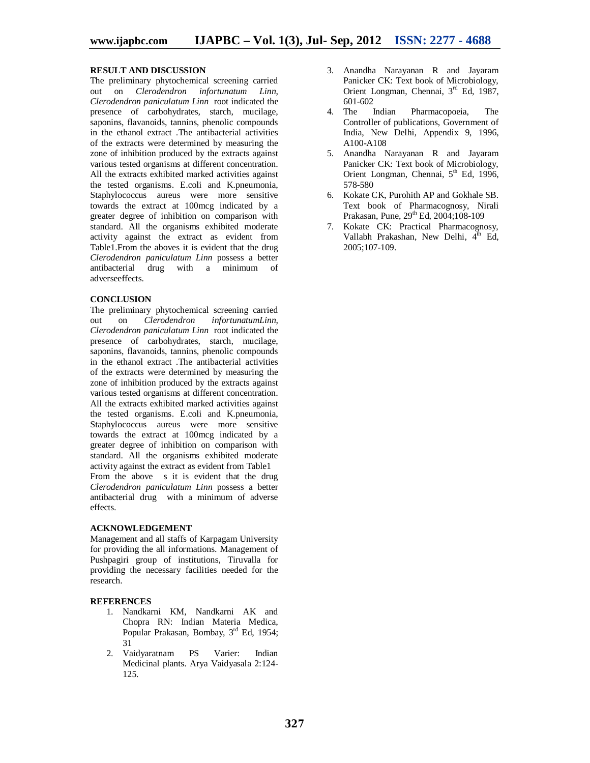## RESULT AND DISCUSSION

The preliminary phytochemical screening carried out on *Clerodendron infortunatum Linn*, *Clerodendron paniculatum Linn* root indicated the presence of carbohydrates, starch, mucilage, saponins, flavanoids, tannins, phenolic compounds in the ethanol extract .The antibacterial activities of the extracts were determined by measuring the zone of inhibition produced by the extracts against various tested organisms at different concentration. All the extracts exhibited marked activities against the tested organisms. E.coli and K.pneumonia, Staphylococcus aureus were more sensitive towards the extract at 100mcg indicated by a greater degree of inhibition on comparison with standard. All the organisms exhibited moderate activity against the extract as evident from Table1.From the aboves it is evident that the drug *Clerodendron paniculatum Linn* possess a better antibacterial drug with a minimum of adverseeffects.

## CONCLUSION

The preliminary phytochemical screening carried out on *Clerodendron infortunatumLinn*, *Clerodendron paniculatum Linn* root indicated the presence of carbohydrates, starch, mucilage, saponins, flavanoids, tannins, phenolic compounds in the ethanol extract .The antibacterial activities of the extracts were determined by measuring the zone of inhibition produced by the extracts against various tested organisms at different concentration. All the extracts exhibited marked activities against the tested organisms. E.coli and K.pneumonia, Staphylococcus aureus were more sensitive towards the extract at 100mcg indicated by a greater degree of inhibition on comparison with standard. All the organisms exhibited moderate activity against the extract as evident from Table1

From the above s it is evident that the drug *Clerodendron paniculatum Linn* possess a better antibacterial drug with a minimum of adverse effects.

## ACKNOWLEDGEMENT

Management and all staffs of Karpagam University for providing the all informations. Management of Pushpagiri group of institutions, Tiruvalla for providing the necessary facilities needed for the research.

## REFERENCES

1. Nandkarni KM, Nandkarni AK and Chopra RN: Indian Materia Medica, Popular Prakasan, Bombay, 3rd Ed, 1954; 31
2. Vaidyaratnam PS Varier: Indian Medicinal plants. Arya Vaidyasala 2:124-125.
3. Anandha Narayanan R and Jayaram Panicker CK: Text book of Microbiology, Orient Longman, Chennai, 3rd Ed, 1987, 601-602
4. The Indian Pharmacopoeia, The Controller of publications, Government of India, New Delhi, Appendix 9, 1996, A100-A108
5. Anandha Narayanan R and Jayaram Panicker CK: Text book of Microbiology, Orient Longman, Chennai, 5th Ed, 1996, 578-580
6. Kokate CK, Purohith AP and Gokhale SB. Text book of Pharmacognosy, Nirali Prakasan, Pune, 29th Ed, 2004;108-109
7. Kokate CK: Practical Pharmacognosy, Vallabh Prakashan, New Delhi, 4th Ed, 2005;107-109.